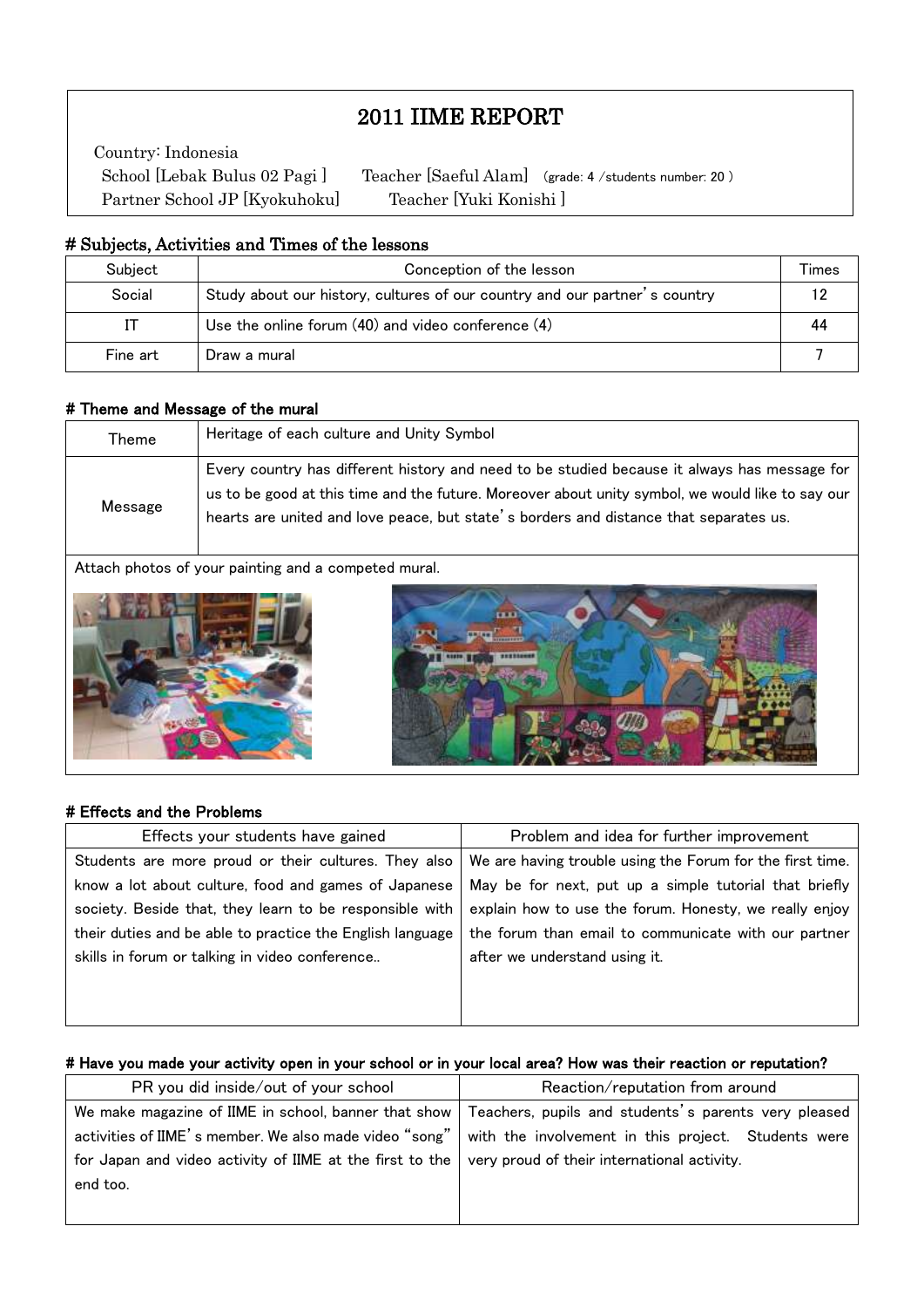# 2011 IIME REPORT

Country: Indonesia

School [Lebak Bulus 02 Pagi ]   Teacher [Saeful Alam]  (grade: 4 /students number: 20 )

Partner School JP [Kyokuhoku]   Teacher [Yuki Konishi ]

## # Subjects, Activities and Times of the lessons

| Subject | Conception of the lesson | Times |
|---|---|---|
| Social | Study about our history, cultures of our country and our partner's country | 12 |
| IT | Use the online forum (40) and video conference (4) | 44 |
| Fine art | Draw a mural | 7 |

## # Theme and Message of the mural

| Theme | Heritage of each culture and Unity Symbol |
|---|---|
| Message | Every country has different history and need to be studied because it always has message for us to be good at this time and the future. Moreover about unity symbol, we would like to say our hearts are united and love peace, but state's borders and distance that separates us. |

Attach photos of your painting and a competed mural.

## # Effects and the Problems

| Effects your students have gained | Problem and idea for further improvement |
|---|---|
| Students are more proud or their cultures. They also know a lot about culture, food and games of Japanese society. Beside that, they learn to be responsible with their duties and be able to practice the English language skills in forum or talking in video conference.. | We are having trouble using the Forum for the first time. May be for next, put up a simple tutorial that briefly explain how to use the forum. Honesty, we really enjoy the forum than email to communicate with our partner after we understand using it. |

## # Have you made your activity open in your school or in your local area? How was their reaction or reputation?

| PR you did inside/out of your school | Reaction/reputation from around |
|---|---|
| We make magazine of IIME in school, banner that show activities of IIME's member. We also made video "song" for Japan and video activity of IIME at the first to the end too. | Teachers, pupils and students's parents very pleased with the involvement in this project. Students were very proud of their international activity. |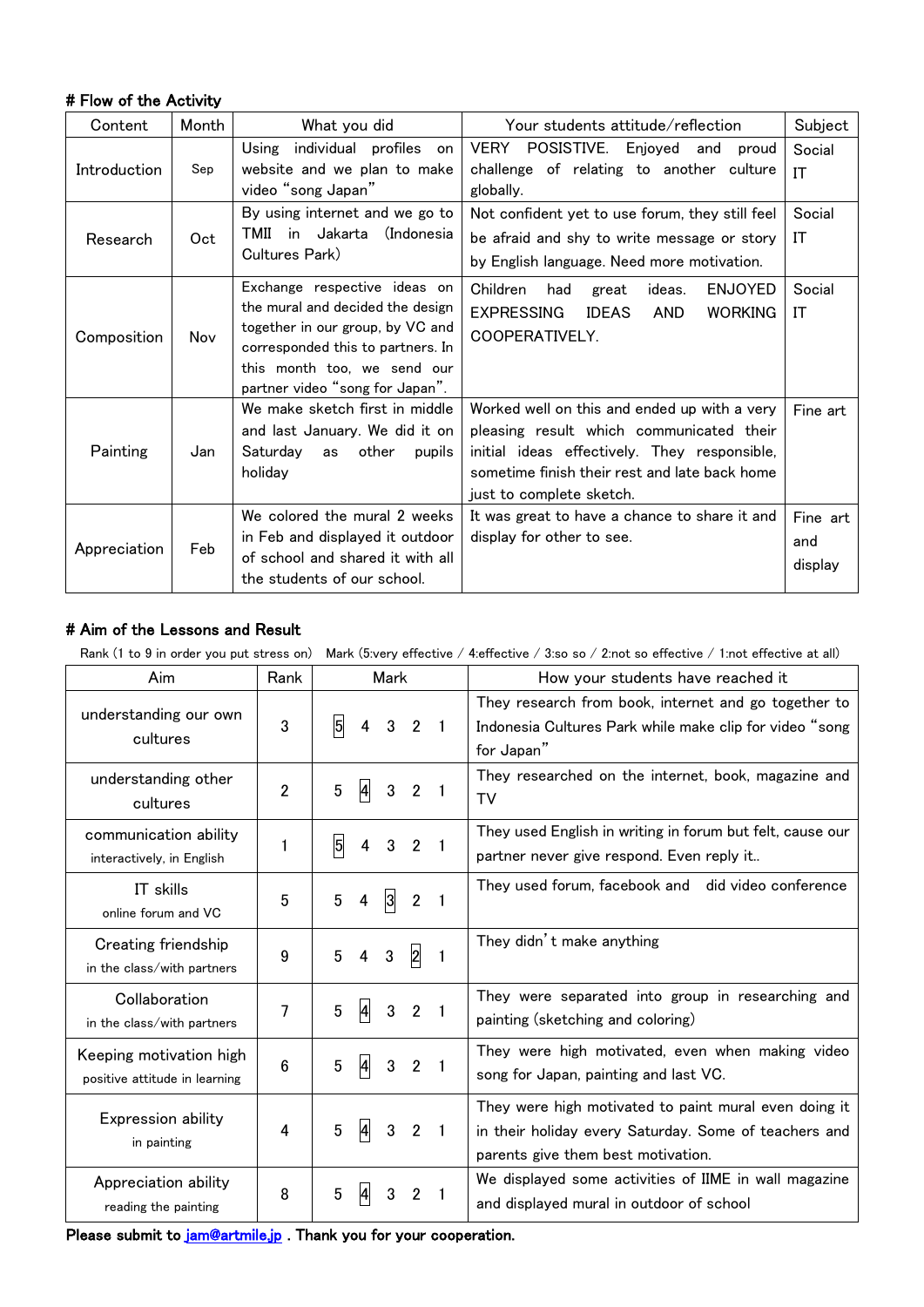# Flow of the Activity

| Content | Month | What you did | Your students attitude/reflection | Subject |
|---|---|---|---|---|
| Introduction | Sep | Using individual profiles on website and we plan to make video "song Japan" | VERY POSISTIVE. Enjoyed and proud challenge of relating to another culture globally. | Social IT |
| Research | Oct | By using internet and we go to TMII in Jakarta (Indonesia Cultures Park) | Not confident yet to use forum, they still feel be afraid and shy to write message or story by English language. Need more motivation. | Social IT |
| Composition | Nov | Exchange respective ideas on the mural and decided the design together in our group, by VC and corresponded this to partners. In this month too, we send our partner video "song for Japan". | Children had great ideas. ENJOYED EXPRESSING IDEAS AND WORKING COOPERATIVELY. | Social IT |
| Painting | Jan | We make sketch first in middle and last January. We did it on Saturday as other pupils holiday | Worked well on this and ended up with a very pleasing result which communicated their initial ideas effectively. They responsible, sometime finish their rest and late back home just to complete sketch. | Fine art |
| Appreciation | Feb | We colored the mural 2 weeks in Feb and displayed it outdoor of school and shared it with all the students of our school. | It was great to have a chance to share it and display for other to see. | Fine art and display |

# Aim of the Lessons and Result

Rank (1 to 9 in order you put stress on) Mark (5:very effective / 4:effective / 3:so so / 2:not so effective / 1:not effective at all)

| Aim | Rank | Mark | How your students have reached it |
|---|---|---|---|
| understanding our own cultures | 3 | [5] 4 3 2 1 | They research from book, internet and go together to Indonesia Cultures Park while make clip for video "song for Japan" |
| understanding other cultures | 2 | 5 [4] 3 2 1 | They researched on the internet, book, magazine and TV |
| communication ability interactively, in English | 1 | [5] 4 3 2 1 | They used English in writing in forum but felt, cause our partner never give respond. Even reply it.. |
| IT skills online forum and VC | 5 | 5 4 [3] 2 1 | They used forum, facebook and did video conference |
| Creating friendship in the class/with partners | 9 | 5 4 3 [2] 1 | They didn't make anything |
| Collaboration in the class/with partners | 7 | 5 [4] 3 2 1 | They were separated into group in researching and painting (sketching and coloring) |
| Keeping motivation high positive attitude in learning | 6 | 5 [4] 3 2 1 | They were high motivated, even when making video song for Japan, painting and last VC. |
| Expression ability in painting | 4 | 5 [4] 3 2 1 | They were high motivated to paint mural even doing it in their holiday every Saturday. Some of teachers and parents give them best motivation. |
| Appreciation ability reading the painting | 8 | 5 [4] 3 2 1 | We displayed some activities of IIME in wall magazine and displayed mural in outdoor of school |

**Please submit to jam@artmile.jp . Thank you for your cooperation.**